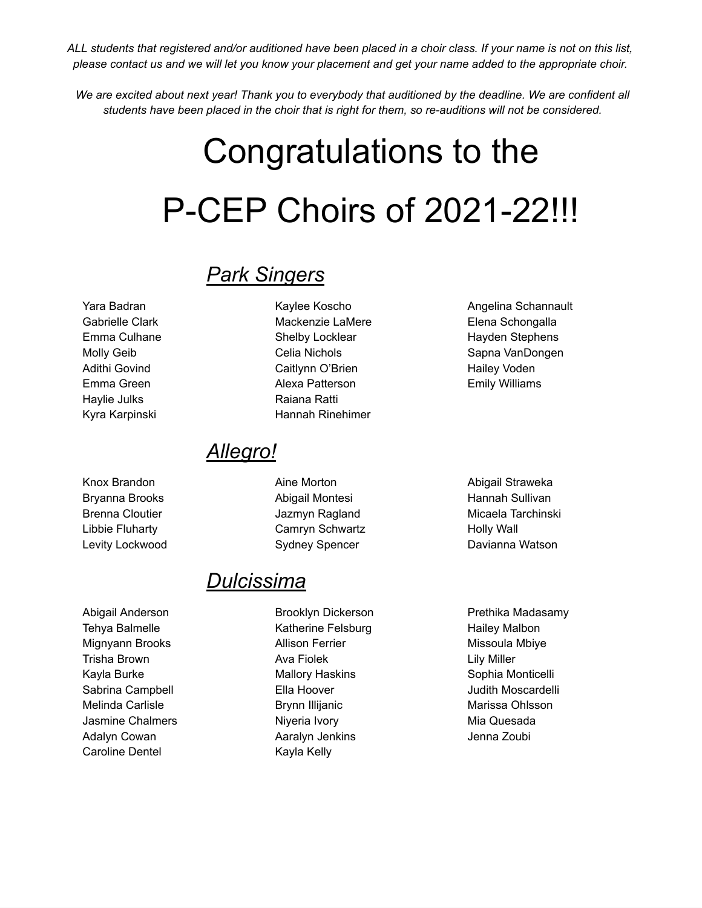*ALL students that registered and/or auditioned have been placed in a choir class. If your name is not on this list, please contact us and we will let you know your placement and get your name added to the appropriate choir.*

*We are excited about next year! Thank you to everybody that auditioned by the deadline. We are confident all students have been placed in the choir that is right for them, so re-auditions will not be considered.*

# Congratulations to the P-CEP Choirs of 2021-22!!!

## *Park Singers*

Yara Badran
Gabrielle Clark
Emma Culhane
Molly Geib
Adithi Govind
Emma Green
Haylie Julks
Kyra Karpinski
Kaylee Koscho
Mackenzie LaMere
Shelby Locklear
Celia Nichols
Caitlynn O'Brien
Alexa Patterson
Raiana Ratti
Hannah Rinehimer
Angelina Schannault
Elena Schongalla
Hayden Stephens
Sapna VanDongen
Hailey Voden
Emily Williams

## *Allegro!*

Knox Brandon
Bryanna Brooks
Brenna Cloutier
Libbie Fluharty
Levity Lockwood
Aine Morton
Abigail Montesi
Jazmyn Ragland
Camryn Schwartz
Sydney Spencer
Abigail Straweka
Hannah Sullivan
Micaela Tarchinski
Holly Wall
Davianna Watson

## *Dulcissima*

Abigail Anderson
Tehya Balmelle
Mignyann Brooks
Trisha Brown
Kayla Burke
Sabrina Campbell
Melinda Carlisle
Jasmine Chalmers
Adalyn Cowan
Caroline Dentel
Brooklyn Dickerson
Katherine Felsburg
Allison Ferrier
Ava Fiolek
Mallory Haskins
Ella Hoover
Brynn Illijanic
Niyeria Ivory
Aaralyn Jenkins
Kayla Kelly
Prethika Madasamy
Hailey Malbon
Missoula Mbiye
Lily Miller
Sophia Monticelli
Judith Moscardelli
Marissa Ohlsson
Mia Quesada
Jenna Zoubi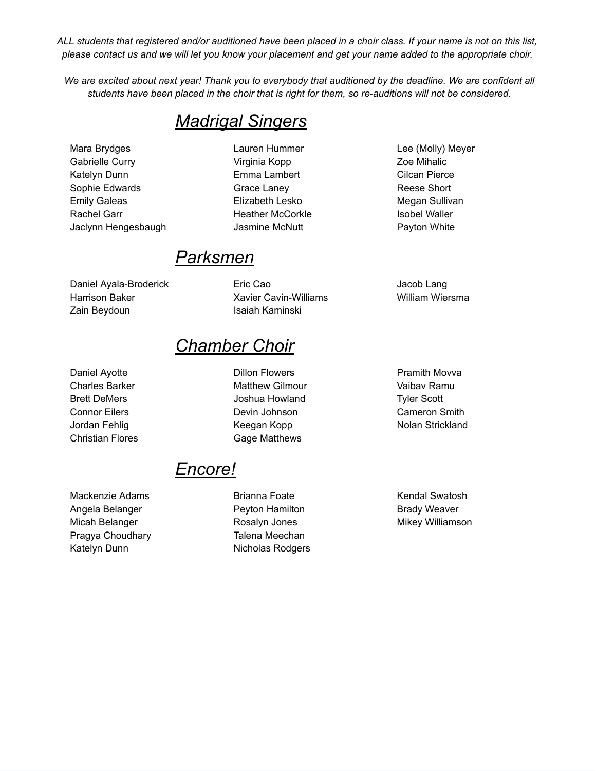*ALL students that registered and/or auditioned have been placed in a choir class. If your name is not on this list, please contact us and we will let you know your placement and get your name added to the appropriate choir.*

*We are excited about next year! Thank you to everybody that auditioned by the deadline. We are confident all students have been placed in the choir that is right for them, so re-auditions will not be considered.*

## *Madrigal Singers*

Mara Brydges
Gabrielle Curry
Katelyn Dunn
Sophie Edwards
Emily Galeas
Rachel Garr
Jaclynn Hengesbaugh
Lauren Hummer
Virginia Kopp
Emma Lambert
Grace Laney
Elizabeth Lesko
Heather McCorkle
Jasmine McNutt
Lee (Molly) Meyer
Zoe Mihalic
Cilcan Pierce
Reese Short
Megan Sullivan
Isobel Waller
Payton White

## *Parksmen*

Daniel Ayala-Broderick
Harrison Baker
Zain Beydoun
Eric Cao
Xavier Cavin-Williams
Isaiah Kaminski
Jacob Lang
William Wiersma

## *Chamber Choir*

Daniel Ayotte
Charles Barker
Brett DeMers
Connor Eilers
Jordan Fehlig
Christian Flores
Dillon Flowers
Matthew Gilmour
Joshua Howland
Devin Johnson
Keegan Kopp
Gage Matthews
Pramith Movva
Vaibav Ramu
Tyler Scott
Cameron Smith
Nolan Strickland

## *Encore!*

Mackenzie Adams
Angela Belanger
Micah Belanger
Pragya Choudhary
Katelyn Dunn
Brianna Foate
Peyton Hamilton
Rosalyn Jones
Talena Meechan
Nicholas Rodgers
Kendal Swatosh
Brady Weaver
Mikey Williamson